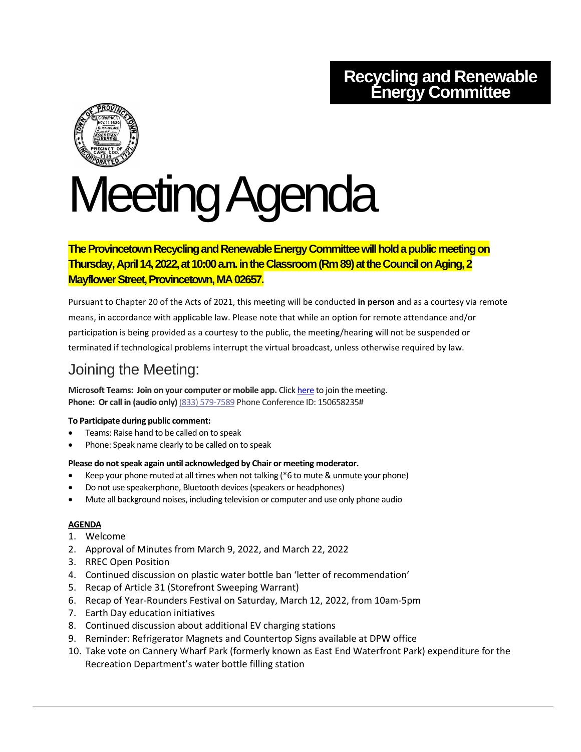# Recycling and Renewable Energy Committee

# Meeting Agenda

**The Provincetown Recycling and Renewable Energy Committee will hold a public meeting on Thursday, April 14, 2022, at 10:00 a.m. in the Classroom (Rm 89) at the Council on Aging, 2 Mayflower Street, Provincetown, MA 02657.**

Pursuant to Chapter 20 of the Acts of 2021, this meeting will be conducted **in person** and as a courtesy via remote means, in accordance with applicable law. Please note that while an option for remote attendance and/or participation is being provided as a courtesy to the public, the meeting/hearing will not be suspended or terminated if technological problems interrupt the virtual broadcast, unless otherwise required by law.

## Joining the Meeting:

**Microsoft Teams: Join on your computer or mobile app.** Click here to join the meeting.
**Phone: Or call in (audio only)** (833) 579-7589 Phone Conference ID: 150658235#

**To Participate during public comment:**

- Teams: Raise hand to be called on to speak
- Phone: Speak name clearly to be called on to speak

**Please do not speak again until acknowledged by Chair or meeting moderator.**

- Keep your phone muted at all times when not talking (*6 to mute & unmute your phone)
- Do not use speakerphone, Bluetooth devices (speakers or headphones)
- Mute all background noises, including television or computer and use only phone audio

**AGENDA**

1. Welcome
2. Approval of Minutes from March 9, 2022, and March 22, 2022
3. RREC Open Position
4. Continued discussion on plastic water bottle ban 'letter of recommendation'
5. Recap of Article 31 (Storefront Sweeping Warrant)
6. Recap of Year-Rounders Festival on Saturday, March 12, 2022, from 10am-5pm
7. Earth Day education initiatives
8. Continued discussion about additional EV charging stations
9. Reminder: Refrigerator Magnets and Countertop Signs available at DPW office
10. Take vote on Cannery Wharf Park (formerly known as East End Waterfront Park) expenditure for the Recreation Department's water bottle filling station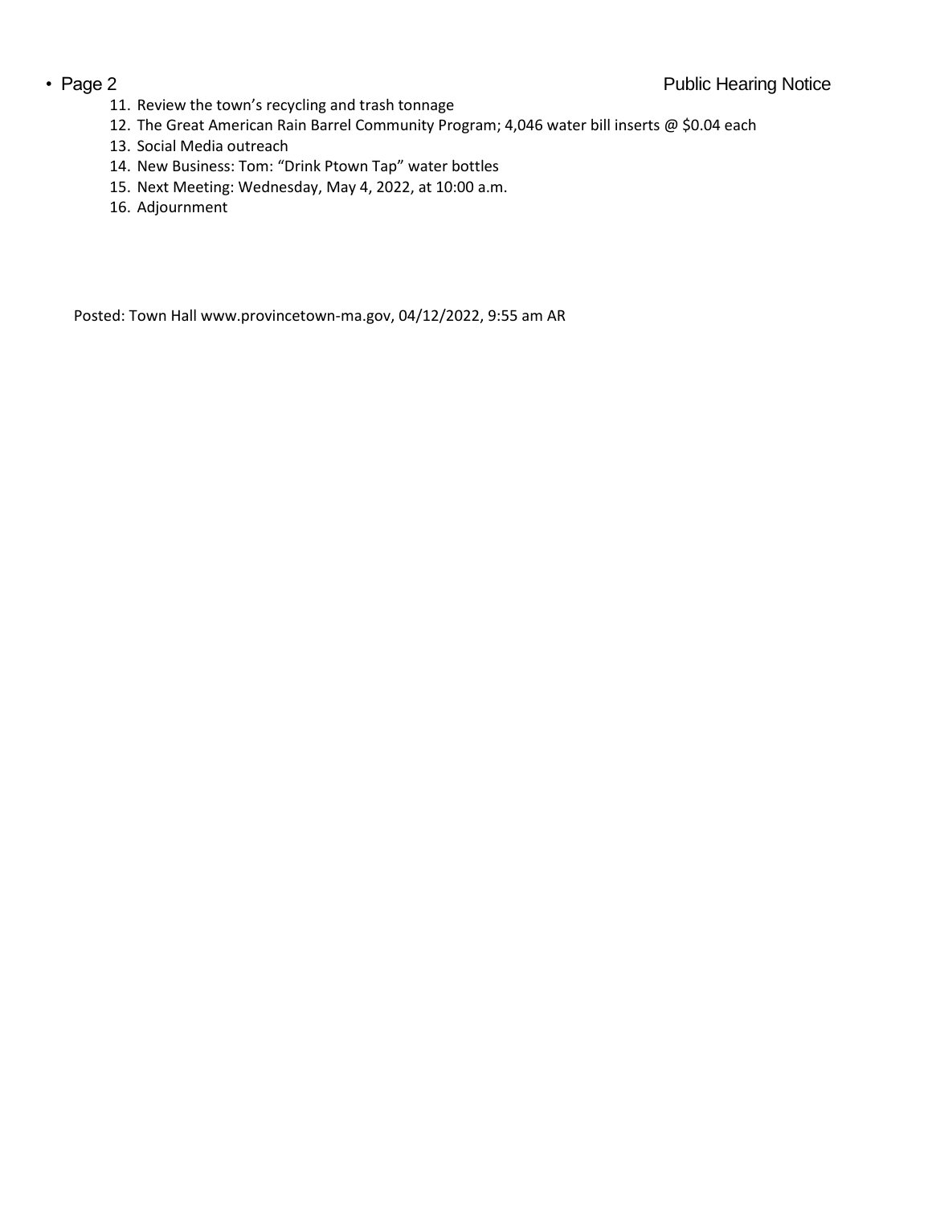11. Review the town's recycling and trash tonnage
12. The Great American Rain Barrel Community Program; 4,046 water bill inserts @ $0.04 each
13. Social Media outreach
14. New Business: Tom: "Drink Ptown Tap" water bottles
15. Next Meeting: Wednesday, May 4, 2022, at 10:00 a.m.
16. Adjournment

Posted: Town Hall www.provincetown-ma.gov, 04/12/2022, 9:55 am AR